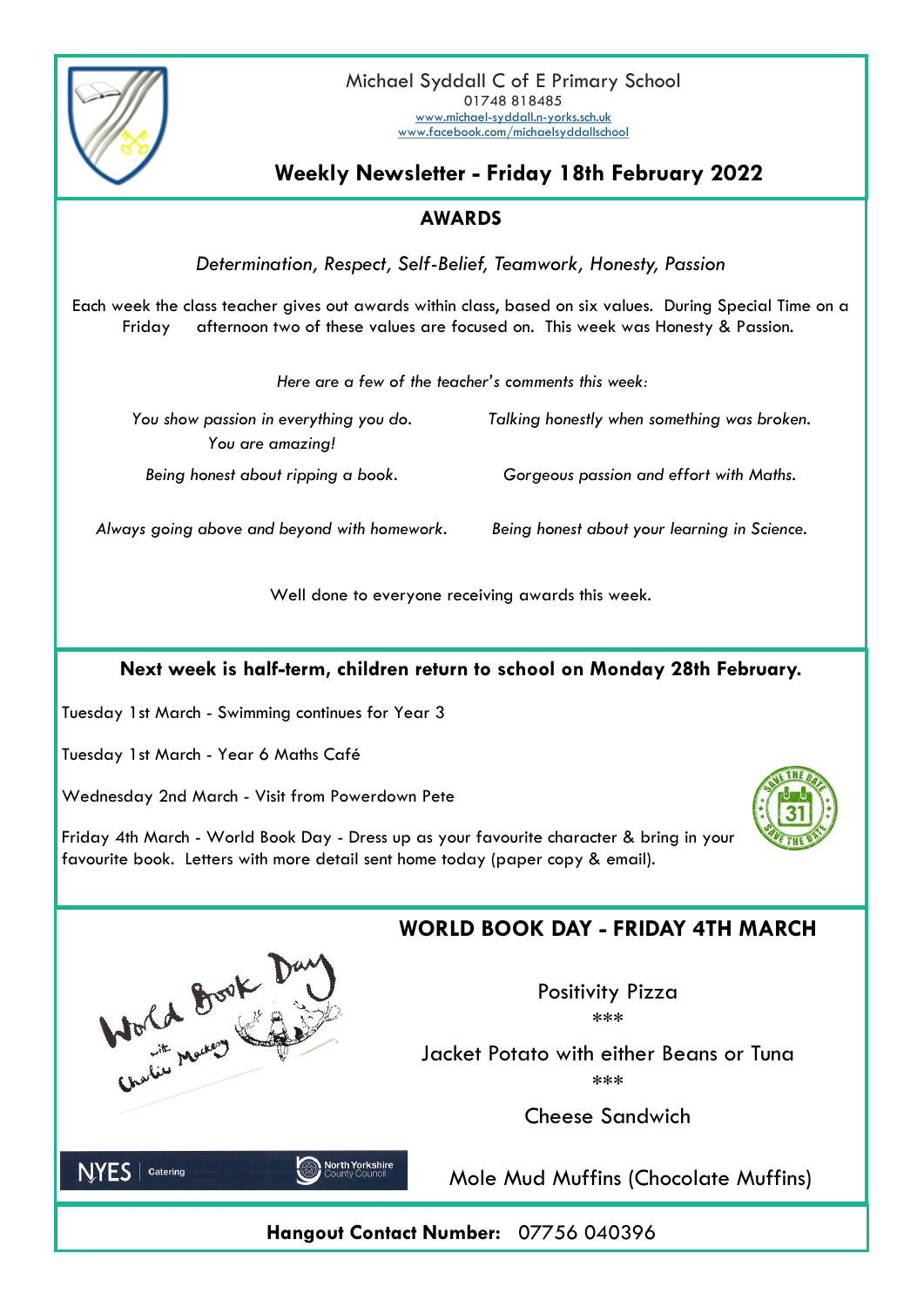Michael Syddall C of E Primary School
01748 818485
www.michael-syddall.n-yorks.sch.uk
www.facebook.com/michaelsyddallschool

# Weekly Newsletter - Friday 18th February 2022

## AWARDS

*Determination, Respect, Self-Belief, Teamwork, Honesty, Passion*

Each week the class teacher gives out awards within class, based on six values. During Special Time on a Friday afternoon two of these values are focused on. This week was Honesty & Passion.

*Here are a few of the teacher's comments this week:*

*You show passion in everything you do. You are amazing!*

*Talking honestly when something was broken.*

*Being honest about ripping a book.*

*Gorgeous passion and effort with Maths.*

*Always going above and beyond with homework.*

*Being honest about your learning in Science.*

Well done to everyone receiving awards this week.

**Next week is half-term, children return to school on Monday 28th February.**

Tuesday 1st March - Swimming continues for Year 3

Tuesday 1st March - Year 6 Maths Café

Wednesday 2nd March - Visit from Powerdown Pete

Friday 4th March - World Book Day - Dress up as your favourite character & bring in your favourite book. Letters with more detail sent home today (paper copy & email).

## WORLD BOOK DAY - FRIDAY 4TH MARCH

World Book Day with Charlie Mackesy

Positivity Pizza

***

Jacket Potato with either Beans or Tuna

***

Cheese Sandwich

Mole Mud Muffins (Chocolate Muffins)

NYES Catering | North Yorkshire County Council

**Hangout Contact Number:** 07756 040396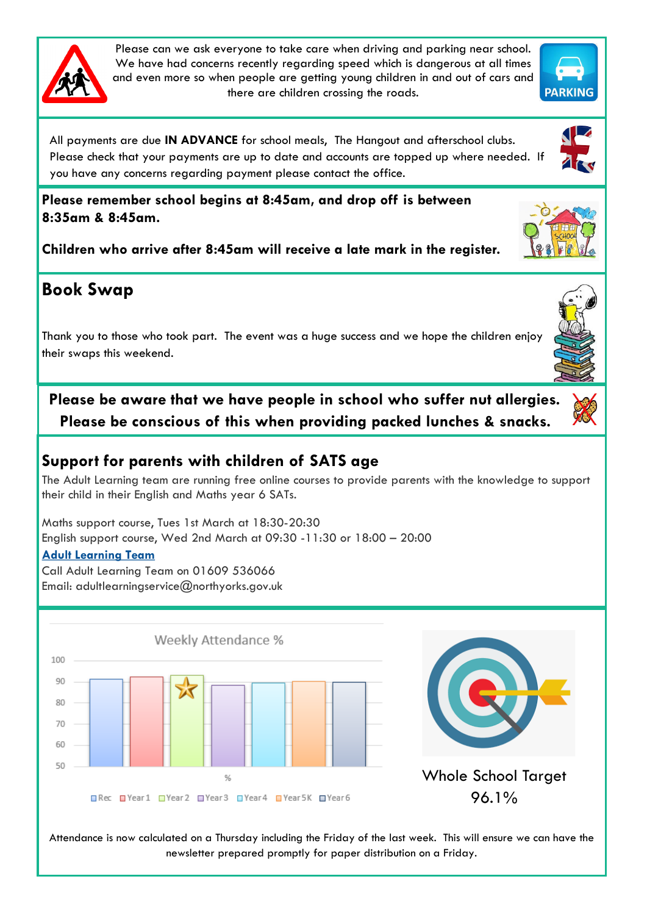Please can we ask everyone to take care when driving and parking near school. We have had concerns recently regarding speed which is dangerous at all times and even more so when people are getting young children in and out of cars and there are children crossing the roads.

PARKING

All payments are due **IN ADVANCE** for school meals, The Hangout and afterschool clubs. Please check that your payments are up to date and accounts are topped up where needed. If you have any concerns regarding payment please contact the office.

**Please remember school begins at 8:45am, and drop off is between 8:35am & 8:45am.**

**Children who arrive after 8:45am will receive a late mark in the register.**

## Book Swap

Thank you to those who took part. The event was a huge success and we hope the children enjoy their swaps this weekend.

**Please be aware that we have people in school who suffer nut allergies. Please be conscious of this when providing packed lunches & snacks.**

## Support for parents with children of SATS age

The Adult Learning team are running free online courses to provide parents with the knowledge to support their child in their English and Maths year 6 SATs.

Maths support course, Tues 1st March at 18:30-20:30
English support course, Wed 2nd March at 09:30 -11:30 or 18:00 – 20:00

**Adult Learning Team**

Call Adult Learning Team on 01609 536066
Email: adultlearningservice@northyorks.gov.uk

Weekly Attendance %

100
90
80
70
60
50

%

Rec Year 1 Year 2 Year 3 Year 4 Year 5K Year 6

Whole School Target 96.1%

Attendance is now calculated on a Thursday including the Friday of the last week. This will ensure we can have the newsletter prepared promptly for paper distribution on a Friday.